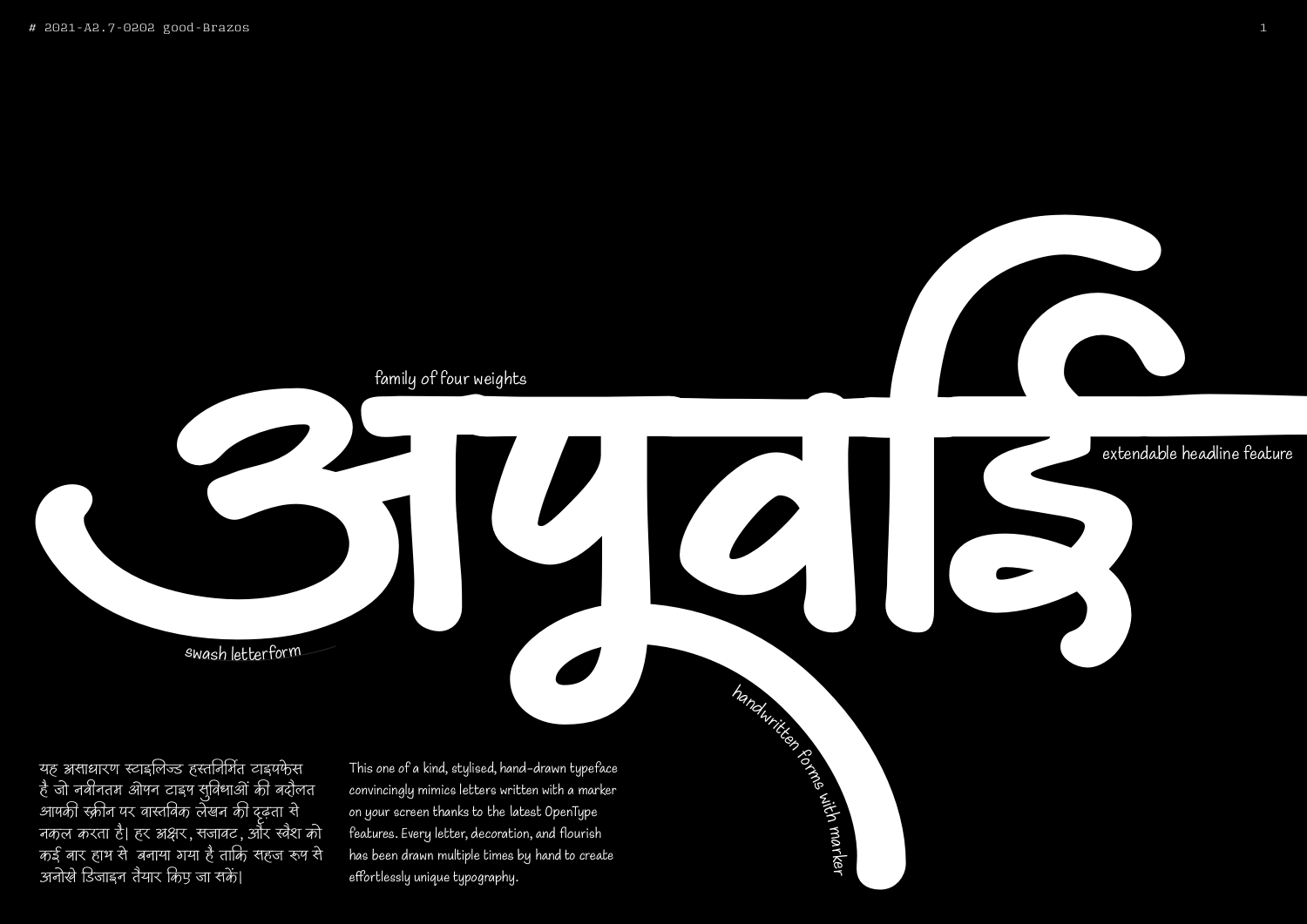# अपूर्व्ई

family of four weights

extendable headline feature

swash letterform

handwritten forms with marker

यह असाधारण स्टाइलिज्ड हस्तनिर्मित टाइपफेस है जो नवीनतम ओपन टाइप सुविधाओं की बदौलत आपकी स्क्रीन पर वास्तविक लेखन की दृढ़ता से नकल करता है। हर अक्षर, सजावट, और स्वैश को कई बार हाथ से बनाया गया है ताकि सहज रूप से अनोखे डिजाइन तैयार किए जा सकें।

This one of a kind, stylised, hand-drawn typeface convincingly mimics letters written with a marker on your screen thanks to the latest OpenType features. Every letter, decoration, and flourish has been drawn multiple times by hand to create effortlessly unique typography.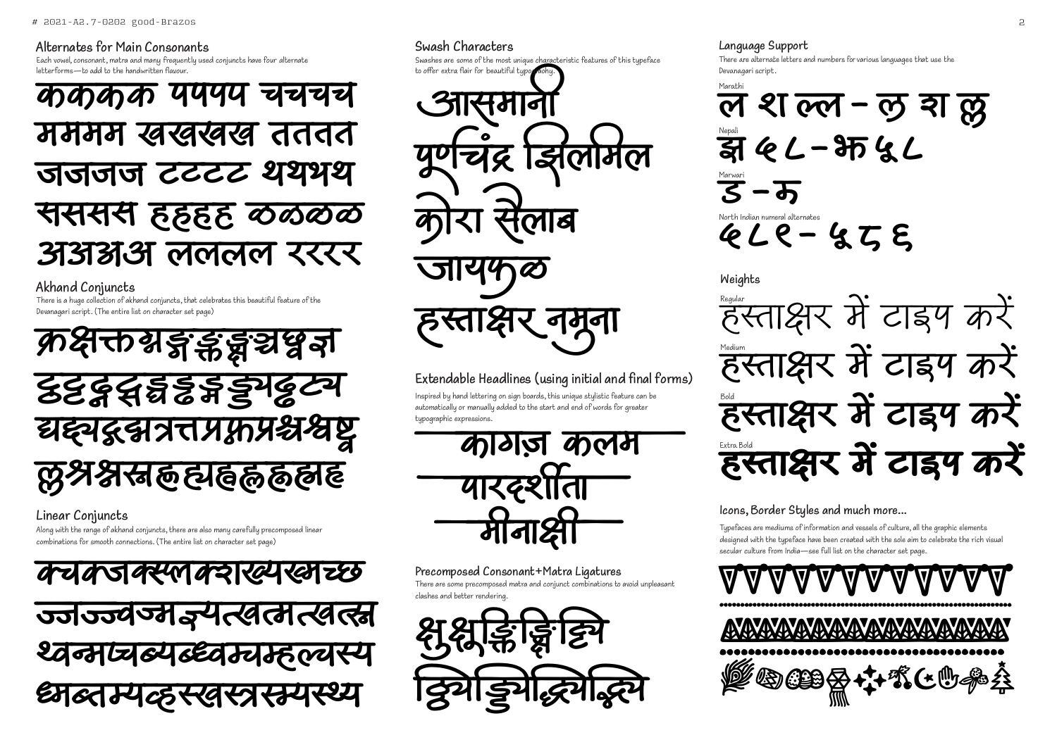## Alternates for Main Consonants

Each vowel, consonant, matra and many frequently used conjuncts have four alternate letterforms—to add to the handwritten flavour.

कककक पपपप चचचच
मममम खखखख तततत
जजजज टटटट थथथथ
ससस हहहह ळळळळ
अअअअ लललल रररर

## Akhand Conjuncts

There is a huge collection of akhand conjuncts, that celebrates this beautiful feature of the Devanagari script. (The entire list on character set page)

क्रक्षक्तभ्रङ्गङ्कङ्क्षञ्चध्वज्ञ
ठ्ठट्टद्गद्वद्यद्दढ्मद्बुड्ढट्य
घ्घद्ध्यद्भत्रत्तप्रफ्रप्रश्चश्वष्ठ
ल्लश्रश्नस्नह्णह्यह्वह्लह्नह्म

## Linear Conjuncts

Along with the range of akhand conjuncts, there are also many carefully precomposed linear combinations for smooth connections. (The entire list on character set page)

क्चक्जक्स्लक्शख्यख्मच्छ
ज्जज्ज्वज्मञ्यत्खत्मत्खत्स्न
थ्वन्मप्चब्यब्ध्वम्चम्हल्चस्य
ध्मब्तम्यव्हस्खस्त्रस्म्यस्थ्य

## Swash Characters

Swashes are some of the most unique characteristic features of this typeface to offer extra flair for beautiful typography.

आसमानी
पूर्णचंद्र झिलमिल
कोरा सैलाब
जायफळ
हस्ताक्षर नमुना

## Extendable Headlines (using initial and final forms)

Inspired by hand lettering on sign boards, this unique stylistic feature can be automatically or manually added to the start and end of words for greater typographic expressions.

कागज़ कलम
पारदर्शीता
मीनाक्षी

## Precomposed Consonant+Matra Ligatures

There are some precomposed matra and conjunct combinations to avoid unpleasant clashes and better rendering.

क्षुक्ष्मुङ्क्तिङ्क्षिट्टि
ठ्ठिड्डिद्धिद्विद्द्वि

## Language Support

There are alternate letters and numbers for various languages that use the Devanagari script.

Marathi

ल श ल्ल – ल श ल्ल

Nepali

झ ५ ८ – झ ५ ८

Marwari

ड – ड

North Indian numeral alternates

५ ८ ९ – ५ ८ ९

## Weights

Regular

हस्ताक्षर में टाइप करें

Medium

हस्ताक्षर में टाइप करें

Bold

हस्ताक्षर में टाइप करें

Extra Bold

हस्ताक्षर में टाइप करें

## Icons, Border Styles and much more...

Typefaces are mediums of information and vessels of culture, all the graphic elements designed with the typeface have been created with the sole aim to celebrate the rich visual secular culture from India—see full list on the character set page.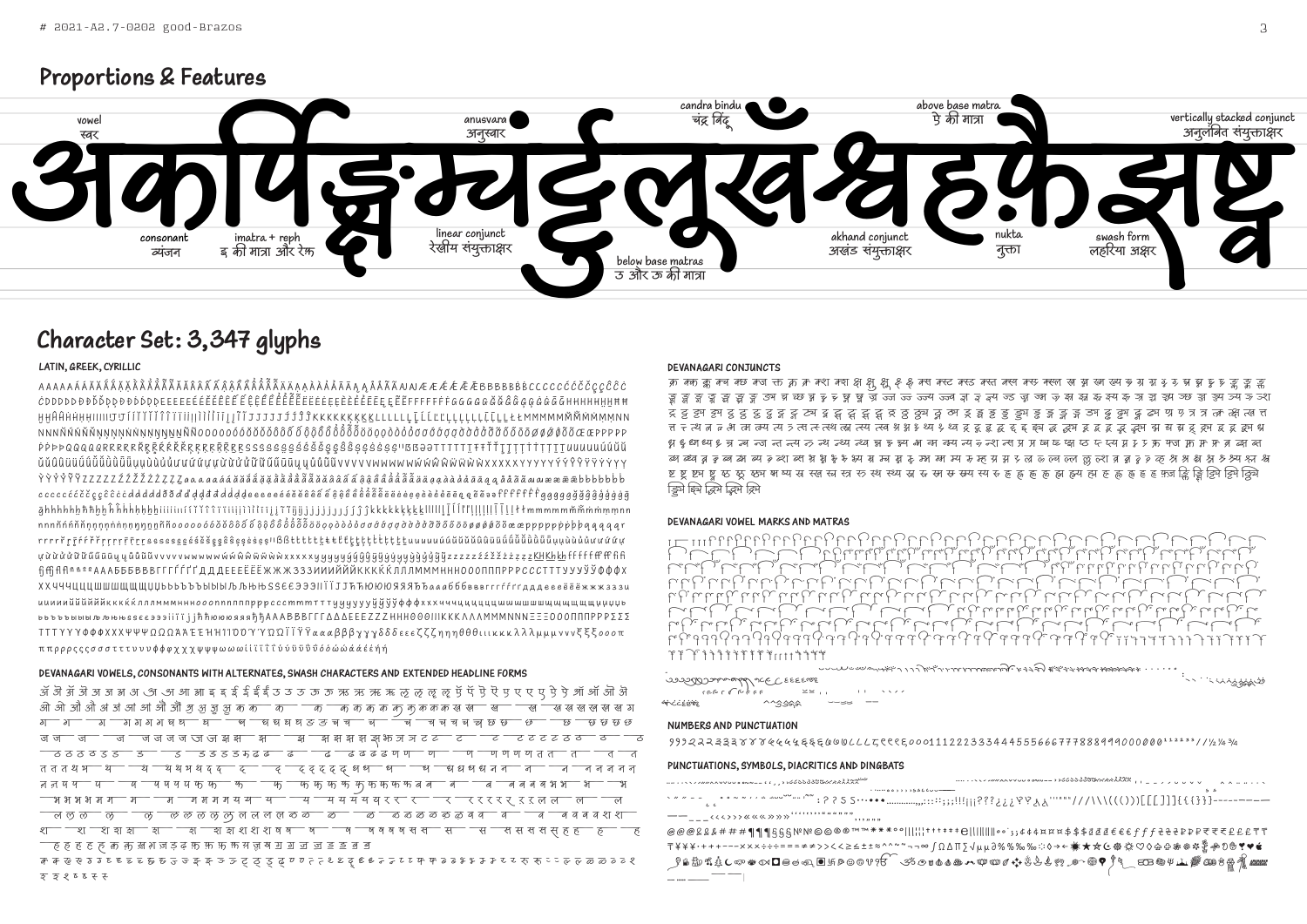## Proportions & Features

अकर्पिङ्क्ष्म्यंट्ठुलूखँश्वहफ़ैझष्ट

vowel
स्वर

consonant
व्यंजन

imatra + reph
इ की मात्रा और रेफ

linear conjunct
रेखीय संयुक्ताक्षर

anusvara
अनुस्वार

below base matras
उ और ऊ की मात्रा

candra bindu
चंद्र बिंदु

above base matra
ऐ की मात्रा

akhand conjunct
अखंड संयुक्ताक्षर

nukta
नुक्ता

swash form
लहरिया अक्षर

vertically stacked conjunct
अनुलंबित संयुक्ताक्षर

## Character Set: 3,347 glyphs

### LATIN, GREEK, CYRILLIC

### DEVANAGARI VOWELS, CONSONANTS WITH ALTERNATES, SWASH CHARACTERS AND EXTENDED HEADLINE FORMS

### DEVANAGARI CONJUNCTS

### DEVANAGARI VOWEL MARKS AND MATRAS

### NUMBERS AND PUNCTUATION

### PUNCTUATIONS, SYMBOLS, DIACRITICS AND DINGBATS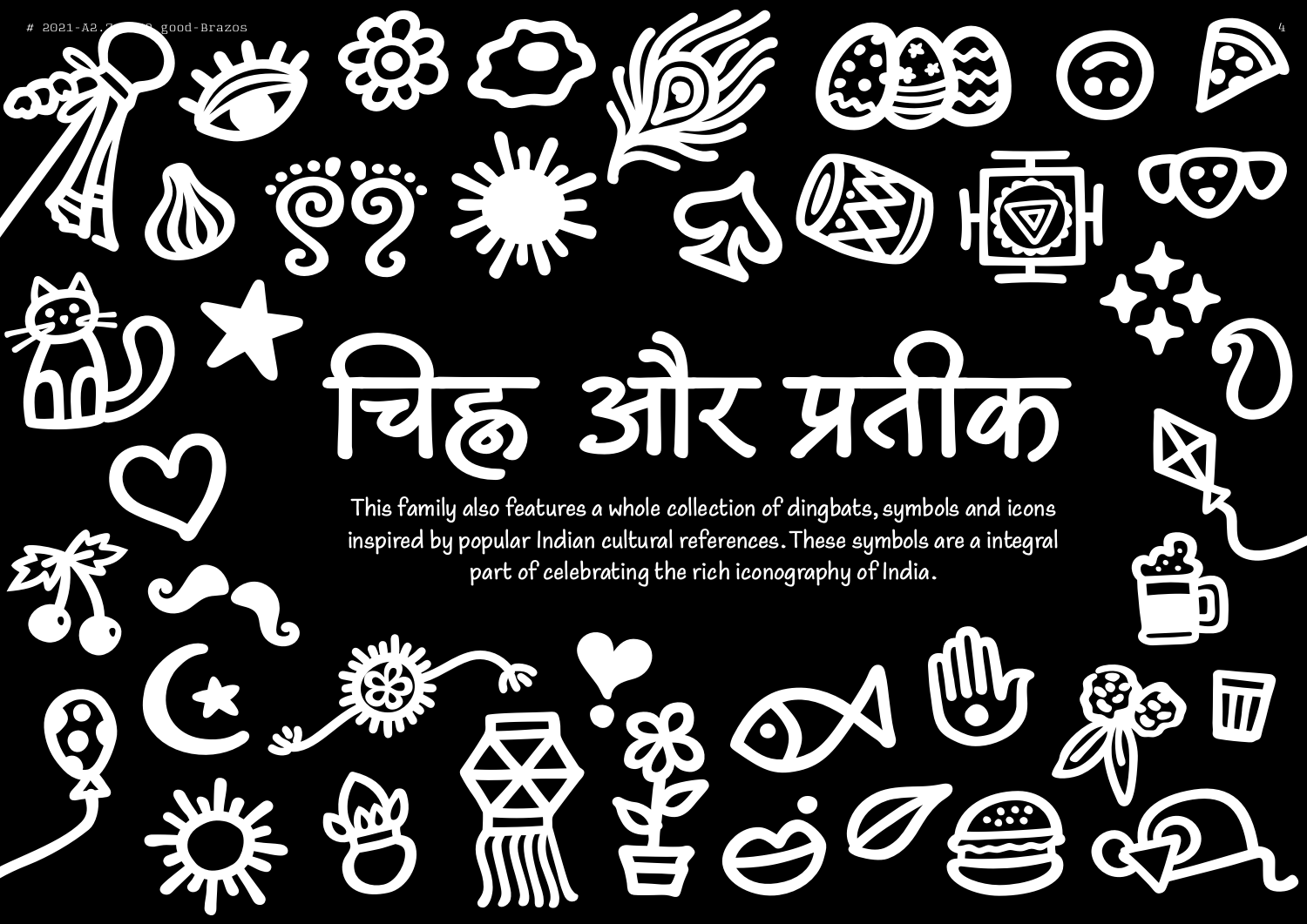# चिह्न और प्रतीक

This family also features a whole collection of dingbats, symbols and icons inspired by popular Indian cultural references. These symbols are a integral part of celebrating the rich iconography of India.